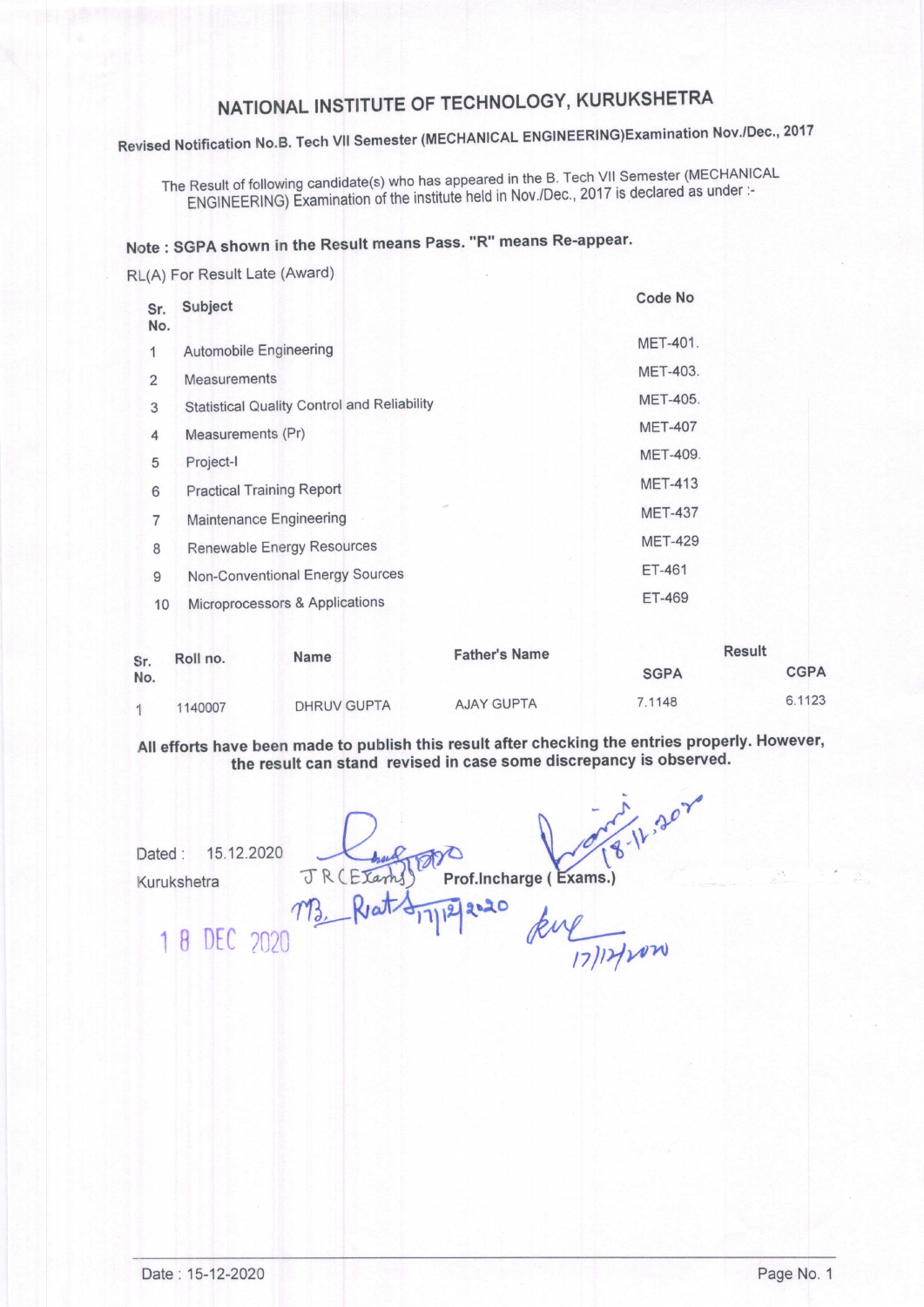# NATIONAL INSTITUTE OF TECHNOLOGY, KURUKSHETRA

**Revised Notification No.B. Tech VII Semester (MECHANICAL ENGINEERING)Examination Nov./Dec., 2017**

The Result of following candidate(s) who has appeared in the B. Tech VII Semester (MECHANICAL ENGINEERING) Examination of the institute held in Nov./Dec., 2017 is declared as under :-

**Note : SGPA shown in the Result means Pass. "R" means Re-appear.**

RL(A) For Result Late (Award)

| Sr. No. | Subject | Code No |
|---|---|---|
| 1 | Automobile Engineering | MET-401. |
| 2 | Measurements | MET-403. |
| 3 | Statistical Quality Control and Reliability | MET-405. |
| 4 | Measurements (Pr) | MET-407 |
| 5 | Project-I | MET-409. |
| 6 | Practical Training Report | MET-413 |
| 7 | Maintenance Engineering | MET-437 |
| 8 | Renewable Energy Resources | MET-429 |
| 9 | Non-Conventional Energy Sources | ET-461 |
| 10 | Microprocessors & Applications | ET-469 |

| Sr. No. | Roll no. | Name | Father's Name | Result | |
|---|---|---|---|---|---|
| | | | | SGPA | CGPA |
| 1 | 1140007 | DHRUV GUPTA | AJAY GUPTA | 7.1148 | 6.1123 |

**All efforts have been made to publish this result after checking the entries properly. However, the result can stand revised in case some discrepancy is observed.**

Dated : 15.12.2020

Kurukshetra

JR(Exams) Prof.Incharge ( Exams.)

18 DEC 2020

Date : 15-12-2020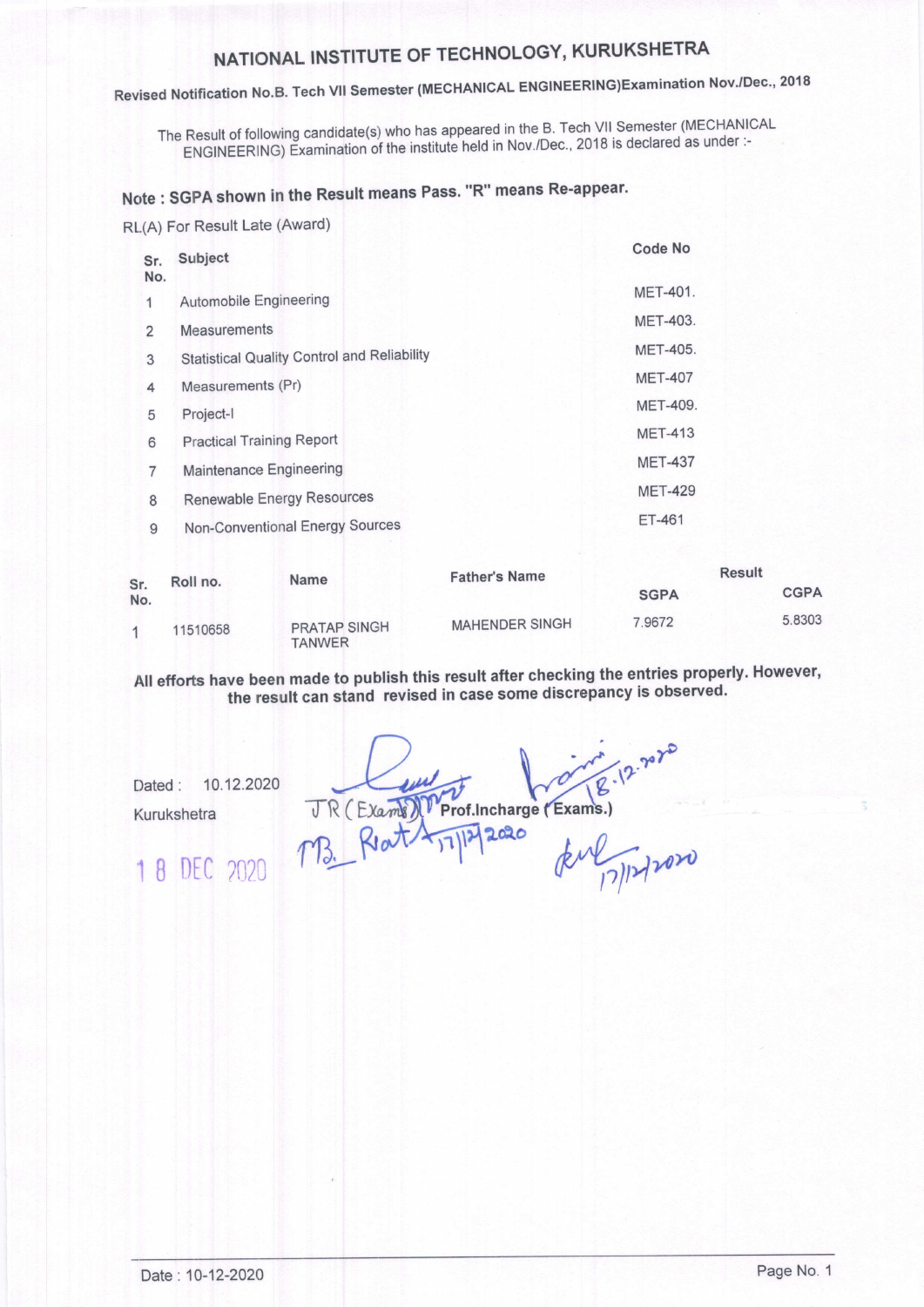# NATIONAL INSTITUTE OF TECHNOLOGY, KURUKSHETRA

## Revised Notification No.B. Tech VII Semester (MECHANICAL ENGINEERING)Examination Nov./Dec., 2018

The Result of following candidate(s) who has appeared in the B. Tech VII Semester (MECHANICAL ENGINEERING) Examination of the institute held in Nov./Dec., 2018 is declared as under :-

**Note : SGPA shown in the Result means Pass. "R" means Re-appear.**

RL(A) For Result Late (Award)

| Sr. No. | Subject | Code No |
|---|---|---|
| 1 | Automobile Engineering | MET-401. |
| 2 | Measurements | MET-403. |
| 3 | Statistical Quality Control and Reliability | MET-405. |
| 4 | Measurements (Pr) | MET-407 |
| 5 | Project-I | MET-409. |
| 6 | Practical Training Report | MET-413 |
| 7 | Maintenance Engineering | MET-437 |
| 8 | Renewable Energy Resources | MET-429 |
| 9 | Non-Conventional Energy Sources | ET-461 |

| Sr. No. | Roll no. | Name | Father's Name | Result | |
|---|---|---|---|---|---|
| | | | | SGPA | CGPA |
| 1 | 11510658 | PRATAP SINGH TANWER | MAHENDER SINGH | 7.9672 | 5.8303 |

**All efforts have been made to publish this result after checking the entries properly. However, the result can stand revised in case some discrepancy is observed.**

Dated : 10.12.2020

Kurukshetra

18 DEC 2020

JR (Exams) 17/12/2020 Prof.Incharge (Exams.) 18.12.2020

17/12/2020

Date : 10-12-2020